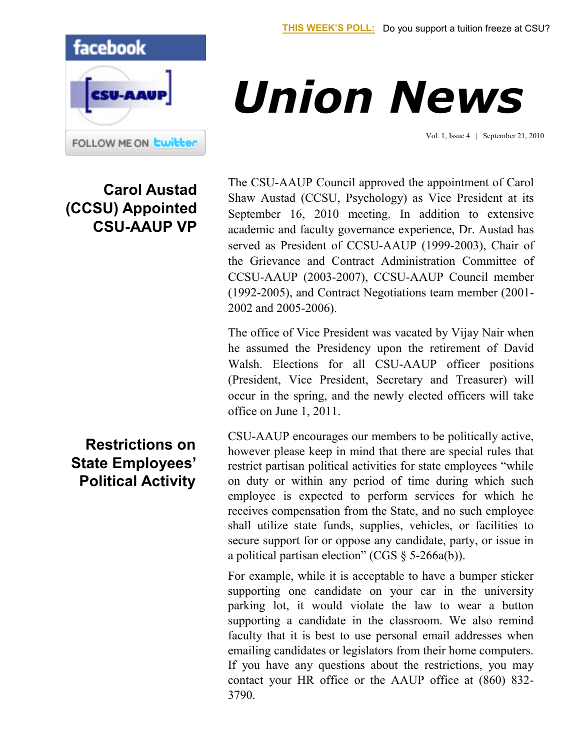**THIS WEEK'S POLL:** Do you support a tuition freeze at CSU?

# Union News

Vol. 1, Issue 4 | September 21, 2010

## Carol Austad (CCSU) Appointed CSU-AAUP VP

The CSU-AAUP Council approved the appointment of Carol Shaw Austad (CCSU, Psychology) as Vice President at its September 16, 2010 meeting. In addition to extensive academic and faculty governance experience, Dr. Austad has served as President of CCSU-AAUP (1999-2003), Chair of the Grievance and Contract Administration Committee of CCSU-AAUP (2003-2007), CCSU-AAUP Council member (1992-2005), and Contract Negotiations team member (2001-2002 and 2005-2006).

The office of Vice President was vacated by Vijay Nair when he assumed the Presidency upon the retirement of David Walsh. Elections for all CSU-AAUP officer positions (President, Vice President, Secretary and Treasurer) will occur in the spring, and the newly elected officers will take office on June 1, 2011.

## Restrictions on State Employees' Political Activity

CSU-AAUP encourages our members to be politically active, however please keep in mind that there are special rules that restrict partisan political activities for state employees "while on duty or within any period of time during which such employee is expected to perform services for which he receives compensation from the State, and no such employee shall utilize state funds, supplies, vehicles, or facilities to secure support for or oppose any candidate, party, or issue in a political partisan election" (CGS § 5-266a(b)).

For example, while it is acceptable to have a bumper sticker supporting one candidate on your car in the university parking lot, it would violate the law to wear a button supporting a candidate in the classroom. We also remind faculty that it is best to use personal email addresses when emailing candidates or legislators from their home computers. If you have any questions about the restrictions, you may contact your HR office or the AAUP office at (860) 832-3790.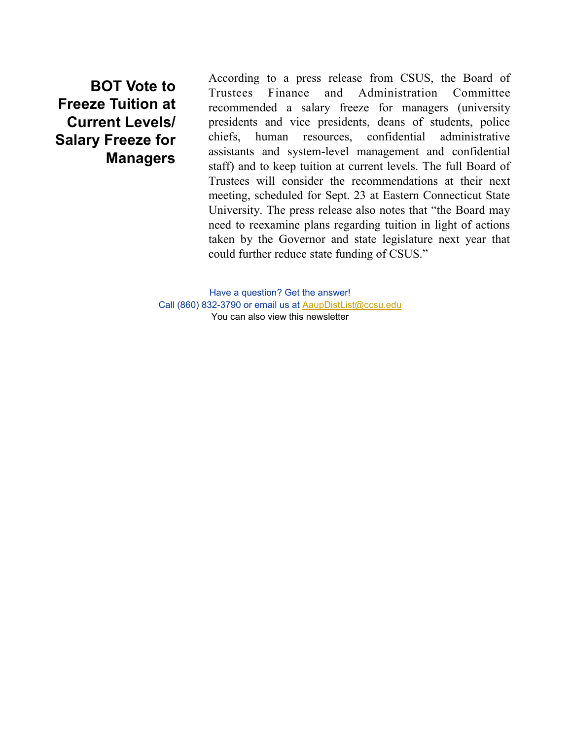## BOT Vote to Freeze Tuition at Current Levels/ Salary Freeze for Managers

According to a press release from CSUS, the Board of Trustees Finance and Administration Committee recommended a salary freeze for managers (university presidents and vice presidents, deans of students, police chiefs, human resources, confidential administrative assistants and system-level management and confidential staff) and to keep tuition at current levels. The full Board of Trustees will consider the recommendations at their next meeting, scheduled for Sept. 23 at Eastern Connecticut State University. The press release also notes that "the Board may need to reexamine plans regarding tuition in light of actions taken by the Governor and state legislature next year that could further reduce state funding of CSUS."

Have a question? Get the answer!
Call (860) 832-3790 or email us at AaupDistList@ccsu.edu
You can also view this newsletter